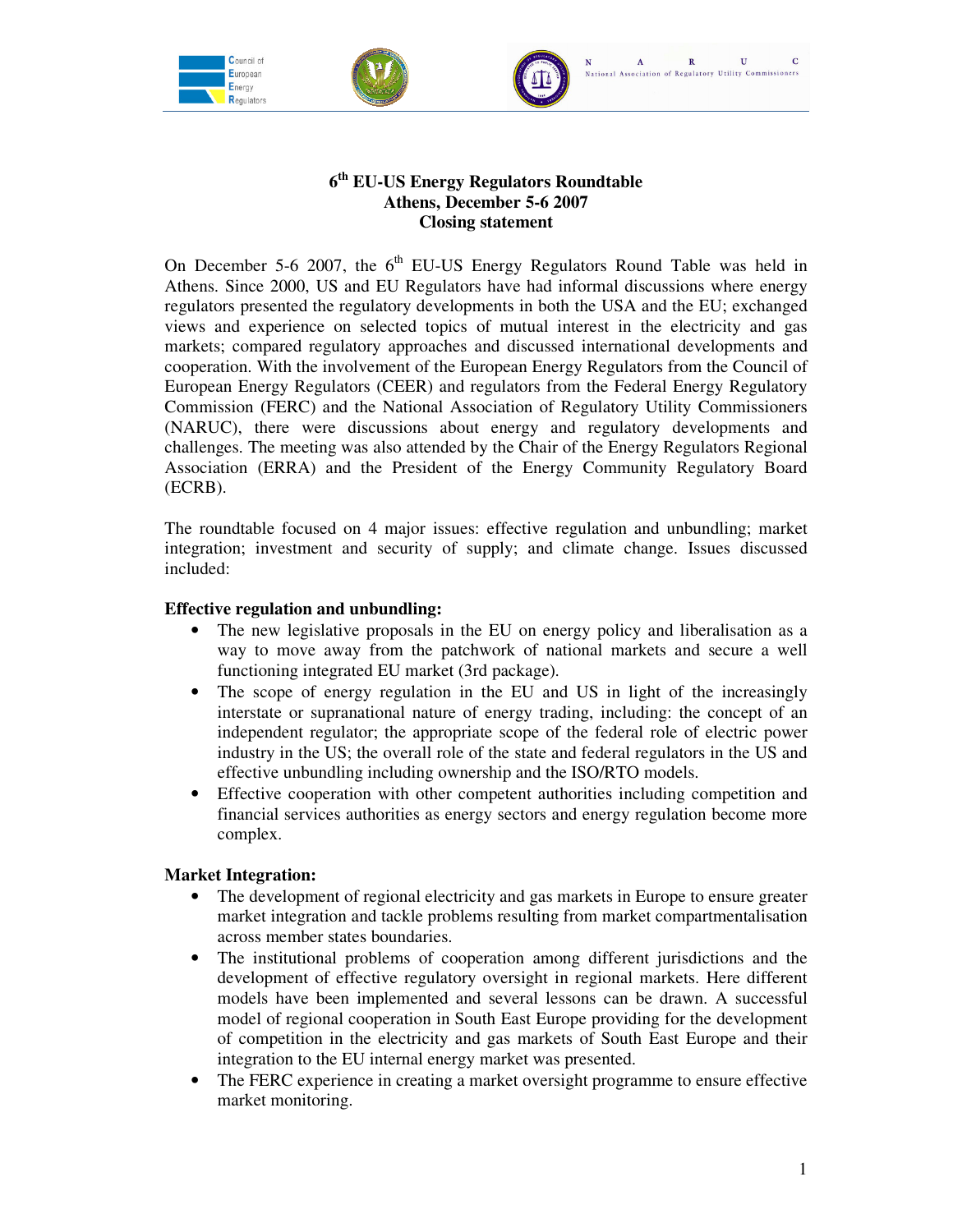# 6th EU-US Energy Regulators Roundtable
## Athens, December 5-6 2007
## Closing statement

On December 5-6 2007, the 6th EU-US Energy Regulators Round Table was held in Athens. Since 2000, US and EU Regulators have had informal discussions where energy regulators presented the regulatory developments in both the USA and the EU; exchanged views and experience on selected topics of mutual interest in the electricity and gas markets; compared regulatory approaches and discussed international developments and cooperation. With the involvement of the European Energy Regulators from the Council of European Energy Regulators (CEER) and regulators from the Federal Energy Regulatory Commission (FERC) and the National Association of Regulatory Utility Commissioners (NARUC), there were discussions about energy and regulatory developments and challenges. The meeting was also attended by the Chair of the Energy Regulators Regional Association (ERRA) and the President of the Energy Community Regulatory Board (ECRB).

The roundtable focused on 4 major issues: effective regulation and unbundling; market integration; investment and security of supply; and climate change. Issues discussed included:

**Effective regulation and unbundling:**

- The new legislative proposals in the EU on energy policy and liberalisation as a way to move away from the patchwork of national markets and secure a well functioning integrated EU market (3rd package).
- The scope of energy regulation in the EU and US in light of the increasingly interstate or supranational nature of energy trading, including: the concept of an independent regulator; the appropriate scope of the federal role of electric power industry in the US; the overall role of the state and federal regulators in the US and effective unbundling including ownership and the ISO/RTO models.
- Effective cooperation with other competent authorities including competition and financial services authorities as energy sectors and energy regulation become more complex.

**Market Integration:**

- The development of regional electricity and gas markets in Europe to ensure greater market integration and tackle problems resulting from market compartmentalisation across member states boundaries.
- The institutional problems of cooperation among different jurisdictions and the development of effective regulatory oversight in regional markets. Here different models have been implemented and several lessons can be drawn. A successful model of regional cooperation in South East Europe providing for the development of competition in the electricity and gas markets of South East Europe and their integration to the EU internal energy market was presented.
- The FERC experience in creating a market oversight programme to ensure effective market monitoring.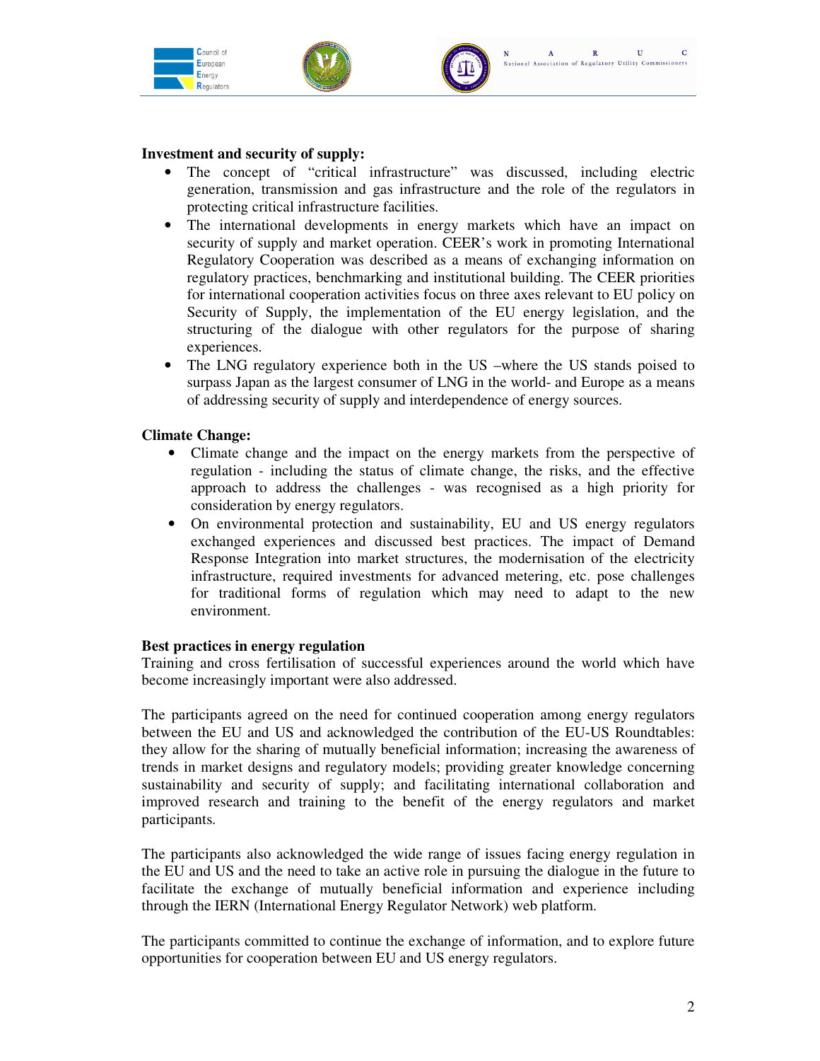**Investment and security of supply:**

- The concept of "critical infrastructure" was discussed, including electric generation, transmission and gas infrastructure and the role of the regulators in protecting critical infrastructure facilities.
- The international developments in energy markets which have an impact on security of supply and market operation. CEER's work in promoting International Regulatory Cooperation was described as a means of exchanging information on regulatory practices, benchmarking and institutional building. The CEER priorities for international cooperation activities focus on three axes relevant to EU policy on Security of Supply, the implementation of the EU energy legislation, and the structuring of the dialogue with other regulators for the purpose of sharing experiences.
- The LNG regulatory experience both in the US –where the US stands poised to surpass Japan as the largest consumer of LNG in the world- and Europe as a means of addressing security of supply and interdependence of energy sources.

**Climate Change:**

- Climate change and the impact on the energy markets from the perspective of regulation - including the status of climate change, the risks, and the effective approach to address the challenges - was recognised as a high priority for consideration by energy regulators.
- On environmental protection and sustainability, EU and US energy regulators exchanged experiences and discussed best practices. The impact of Demand Response Integration into market structures, the modernisation of the electricity infrastructure, required investments for advanced metering, etc. pose challenges for traditional forms of regulation which may need to adapt to the new environment.

**Best practices in energy regulation**

Training and cross fertilisation of successful experiences around the world which have become increasingly important were also addressed.

The participants agreed on the need for continued cooperation among energy regulators between the EU and US and acknowledged the contribution of the EU-US Roundtables: they allow for the sharing of mutually beneficial information; increasing the awareness of trends in market designs and regulatory models; providing greater knowledge concerning sustainability and security of supply; and facilitating international collaboration and improved research and training to the benefit of the energy regulators and market participants.

The participants also acknowledged the wide range of issues facing energy regulation in the EU and US and the need to take an active role in pursuing the dialogue in the future to facilitate the exchange of mutually beneficial information and experience including through the IERN (International Energy Regulator Network) web platform.

The participants committed to continue the exchange of information, and to explore future opportunities for cooperation between EU and US energy regulators.